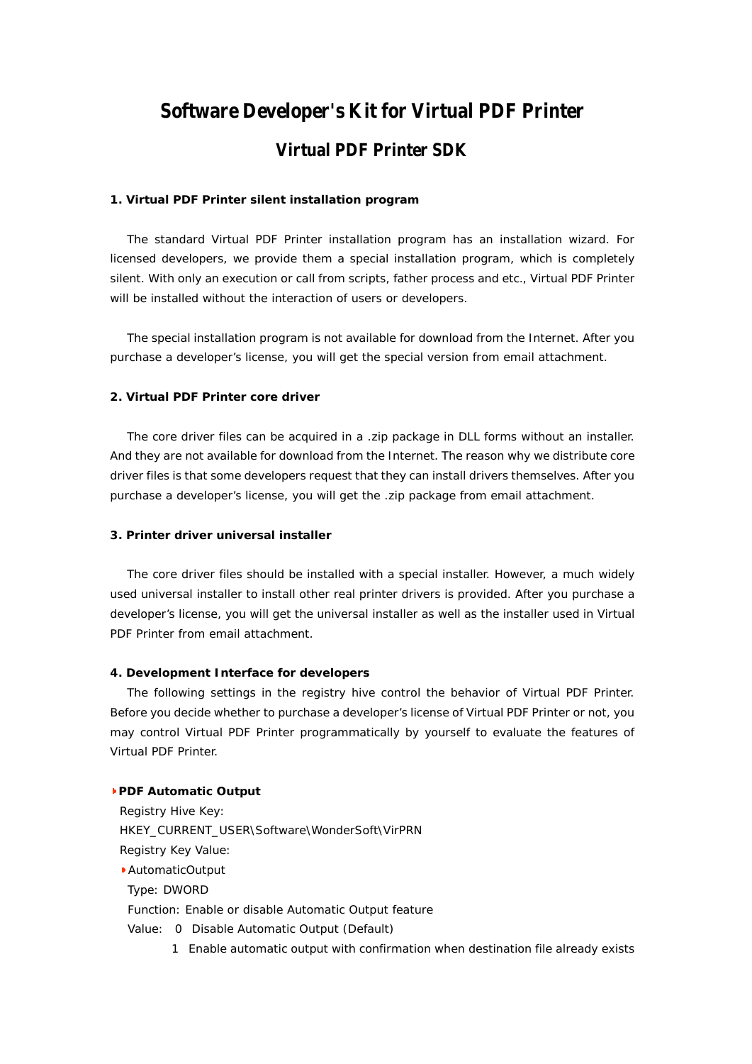# Software Developer's Kit for Virtual PDF Printer

## Virtual PDF Printer SDK

### 1. Virtual PDF Printer silent installation program

The standard Virtual PDF Printer installation program has an installation wizard. For licensed developers, we provide them a special installation program, which is completely silent. With only an execution or call from scripts, father process and etc., Virtual PDF Printer will be installed without the interaction of users or developers.

The special installation program is not available for download from the Internet. After you purchase a developer's license, you will get the special version from email attachment.

### 2. Virtual PDF Printer core driver

The core driver files can be acquired in a .zip package in DLL forms without an installer. And they are not available for download from the Internet. The reason why we distribute core driver files is that some developers request that they can install drivers themselves. After you purchase a developer's license, you will get the .zip package from email attachment.

### 3. Printer driver universal installer

The core driver files should be installed with a special installer. However, a much widely used universal installer to install other real printer drivers is provided. After you purchase a developer's license, you will get the universal installer as well as the installer used in Virtual PDF Printer from email attachment.

### 4. Development Interface for developers

The following settings in the registry hive control the behavior of Virtual PDF Printer. Before you decide whether to purchase a developer's license of Virtual PDF Printer or not, you may control Virtual PDF Printer programmatically by yourself to evaluate the features of Virtual PDF Printer.

- **PDF Automatic Output**

  Registry Hive Key:
  HKEY_CURRENT_USER\Software\WonderSoft\VirPRN
  Registry Key Value:

  - AutomaticOutput

    Type: DWORD
    Function: Enable or disable Automatic Output feature
    Value: 0 Disable Automatic Output (Default)
    1 Enable automatic output with confirmation when destination file already exists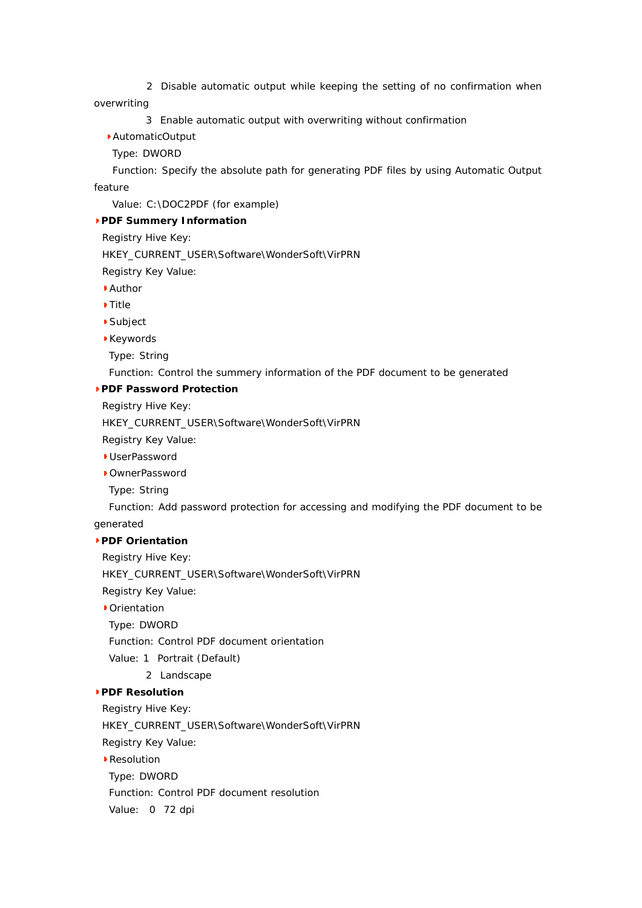2 Disable automatic output while keeping the setting of no confirmation when overwriting

3 Enable automatic output with overwriting without confirmation

- AutomaticOutput

  Type: DWORD

  Function: Specify the absolute path for generating PDF files by using Automatic Output feature

  Value: C:\DOC2PDF (for example)

- **PDF Summery Information**

  Registry Hive Key:

  HKEY_CURRENT_USER\Software\WonderSoft\VirPRN

  Registry Key Value:

  - Author
  - Title
  - Subject
  - Keywords

  Type: String

  Function: Control the summery information of the PDF document to be generated

- **PDF Password Protection**

  Registry Hive Key:

  HKEY_CURRENT_USER\Software\WonderSoft\VirPRN

  Registry Key Value:

  - UserPassword
  - OwnerPassword

  Type: String

  Function: Add password protection for accessing and modifying the PDF document to be generated

- **PDF Orientation**

  Registry Hive Key:

  HKEY_CURRENT_USER\Software\WonderSoft\VirPRN

  Registry Key Value:

  - Orientation

  Type: DWORD

  Function: Control PDF document orientation

  Value: 1 Portrait (Default)

  2 Landscape

- **PDF Resolution**

  Registry Hive Key:

  HKEY_CURRENT_USER\Software\WonderSoft\VirPRN

  Registry Key Value:

  - Resolution

  Type: DWORD

  Function: Control PDF document resolution

  Value: 0 72 dpi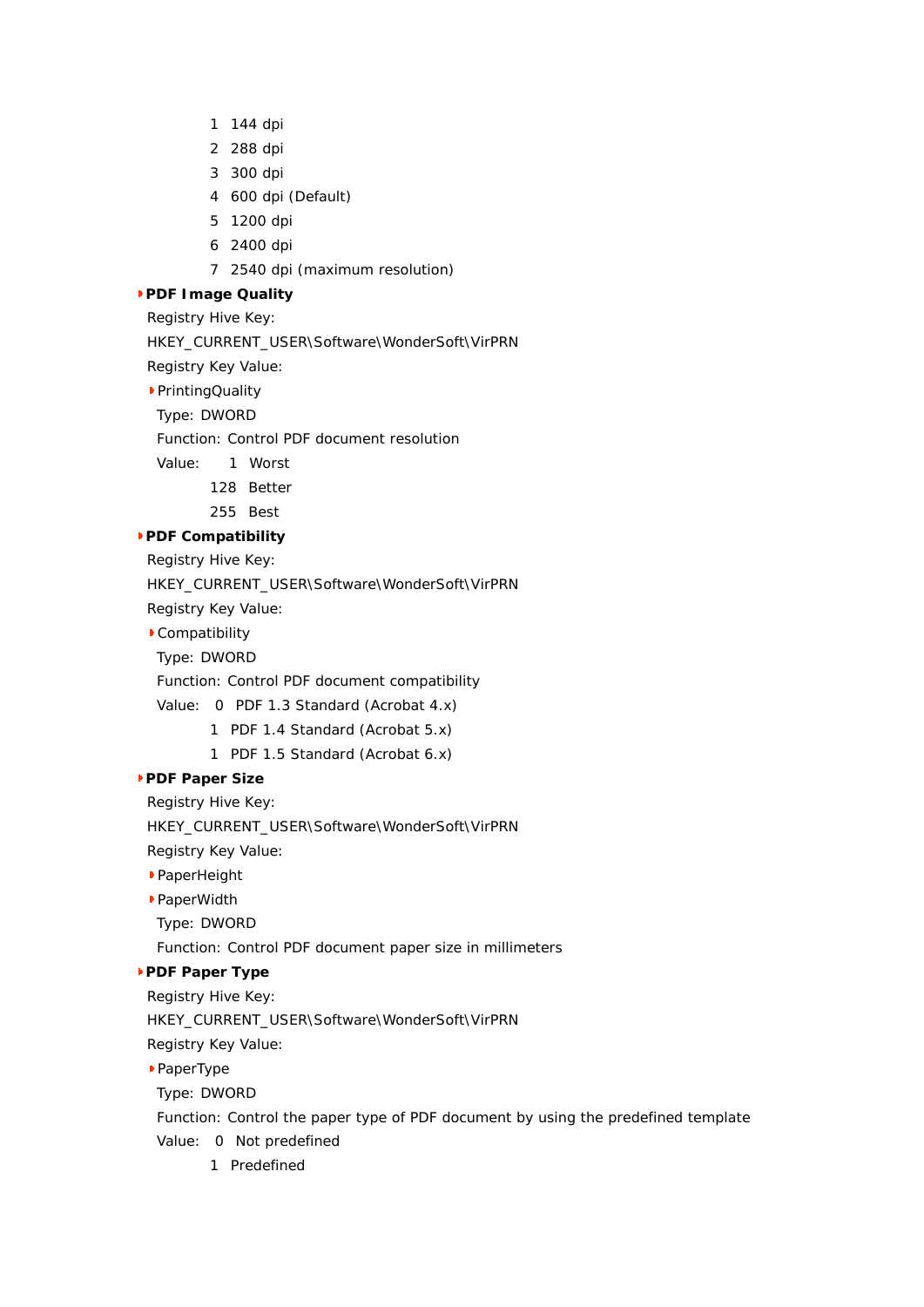1 144 dpi

2 288 dpi

3 300 dpi

4 600 dpi (Default)

5 1200 dpi

6 2400 dpi

7 2540 dpi (maximum resolution)

- **PDF Image Quality**

  Registry Hive Key:

  HKEY_CURRENT_USER\Software\WonderSoft\VirPRN

  Registry Key Value:

  - PrintingQuality

    Type: DWORD

    Function: Control PDF document resolution

    Value: 1 Worst

    128 Better

    255 Best

- **PDF Compatibility**

  Registry Hive Key:

  HKEY_CURRENT_USER\Software\WonderSoft\VirPRN

  Registry Key Value:

  - Compatibility

    Type: DWORD

    Function: Control PDF document compatibility

    Value: 0 PDF 1.3 Standard (Acrobat 4.x)

    1 PDF 1.4 Standard (Acrobat 5.x)

    1 PDF 1.5 Standard (Acrobat 6.x)

- **PDF Paper Size**

  Registry Hive Key:

  HKEY_CURRENT_USER\Software\WonderSoft\VirPRN

  Registry Key Value:

  - PaperHeight
  - PaperWidth

    Type: DWORD

    Function: Control PDF document paper size in millimeters

- **PDF Paper Type**

  Registry Hive Key:

  HKEY_CURRENT_USER\Software\WonderSoft\VirPRN

  Registry Key Value:

  - PaperType

    Type: DWORD

    Function: Control the paper type of PDF document by using the predefined template

    Value: 0 Not predefined

    1 Predefined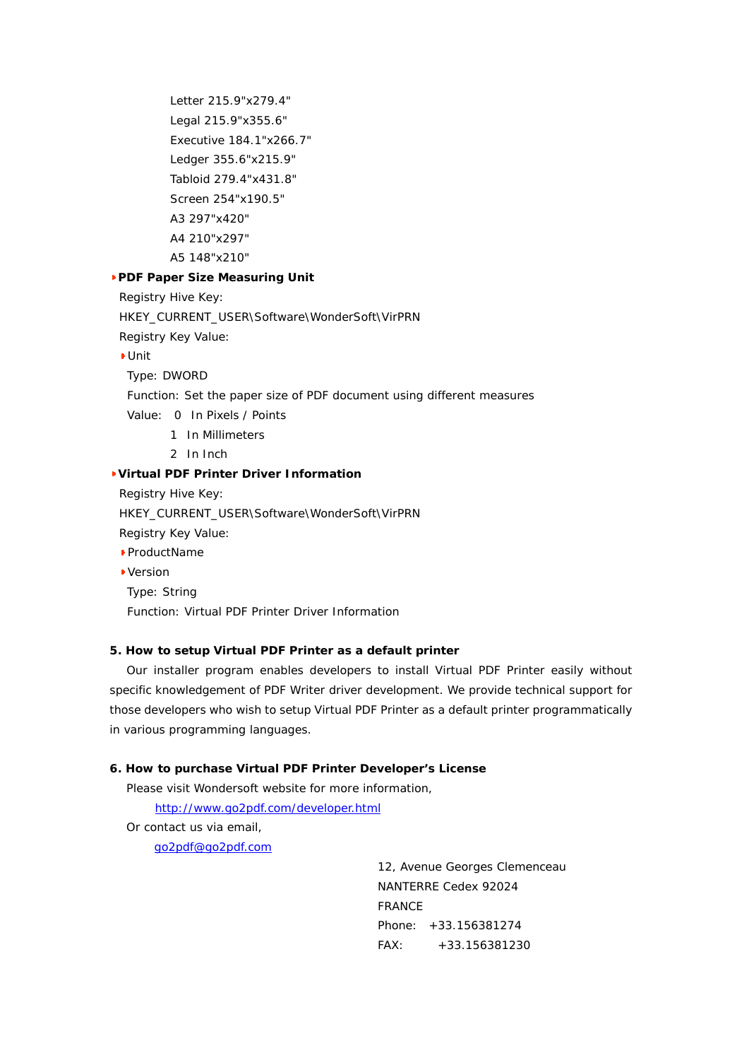Letter 215.9"x279.4"
Legal 215.9"x355.6"
Executive 184.1"x266.7"
Ledger 355.6"x215.9"
Tabloid 279.4"x431.8"
Screen 254"x190.5"
A3 297"x420"
A4 210"x297"
A5 148"x210"

- **PDF Paper Size Measuring Unit**

  Registry Hive Key:
  HKEY_CURRENT_USER\Software\WonderSoft\VirPRN
  Registry Key Value:

  - Unit

    Type: DWORD
    Function: Set the paper size of PDF document using different measures
    Value: 0 In Pixels / Points
    1 In Millimeters
    2 In Inch

- **Virtual PDF Printer Driver Information**

  Registry Hive Key:
  HKEY_CURRENT_USER\Software\WonderSoft\VirPRN
  Registry Key Value:

  - ProductName
  - Version

    Type: String
    Function: Virtual PDF Printer Driver Information

## 5. How to setup Virtual PDF Printer as a default printer

Our installer program enables developers to install Virtual PDF Printer easily without specific knowledgement of PDF Writer driver development. We provide technical support for those developers who wish to setup Virtual PDF Printer as a default printer programmatically in various programming languages.

## 6. How to purchase Virtual PDF Printer Developer's License

Please visit Wondersoft website for more information,

http://www.go2pdf.com/developer.html

Or contact us via email,

go2pdf@go2pdf.com

12, Avenue Georges Clemenceau
NANTERRE Cedex 92024
FRANCE
Phone: +33.156381274
FAX: +33.156381230